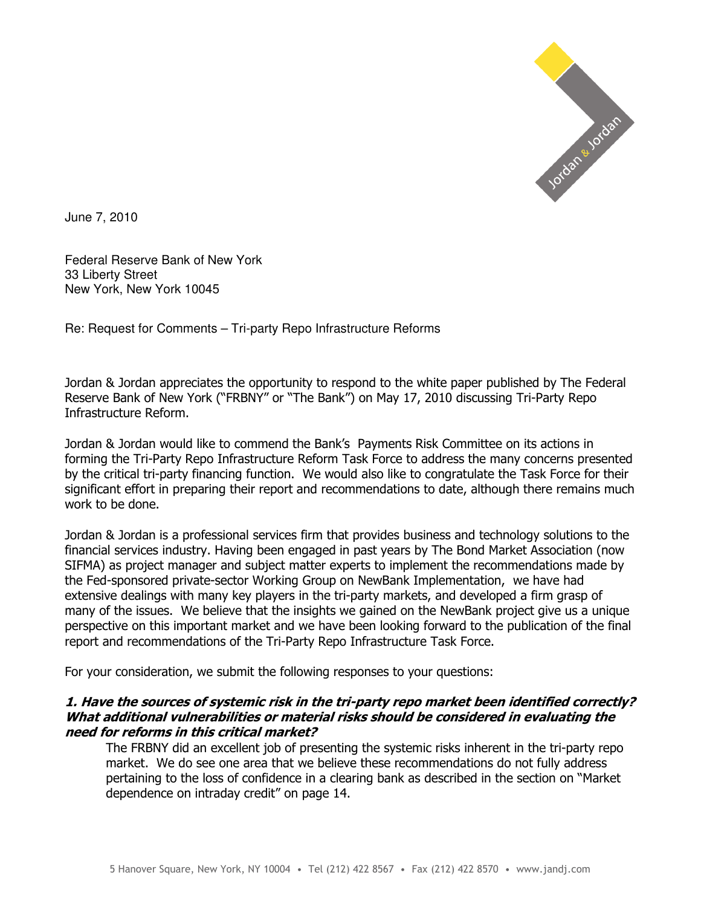June 7, 2010

Federal Reserve Bank of New York
33 Liberty Street
New York, New York 10045

Re: Request for Comments – Tri-party Repo Infrastructure Reforms

Jordan & Jordan appreciates the opportunity to respond to the white paper published by The Federal Reserve Bank of New York ("FRBNY" or "The Bank") on May 17, 2010 discussing Tri-Party Repo Infrastructure Reform.

Jordan & Jordan would like to commend the Bank's Payments Risk Committee on its actions in forming the Tri-Party Repo Infrastructure Reform Task Force to address the many concerns presented by the critical tri-party financing function. We would also like to congratulate the Task Force for their significant effort in preparing their report and recommendations to date, although there remains much work to be done.

Jordan & Jordan is a professional services firm that provides business and technology solutions to the financial services industry. Having been engaged in past years by The Bond Market Association (now SIFMA) as project manager and subject matter experts to implement the recommendations made by the Fed-sponsored private-sector Working Group on NewBank Implementation, we have had extensive dealings with many key players in the tri-party markets, and developed a firm grasp of many of the issues. We believe that the insights we gained on the NewBank project give us a unique perspective on this important market and we have been looking forward to the publication of the final report and recommendations of the Tri-Party Repo Infrastructure Task Force.

For your consideration, we submit the following responses to your questions:

***1. Have the sources of systemic risk in the tri-party repo market been identified correctly? What additional vulnerabilities or material risks should be considered in evaluating the need for reforms in this critical market?***

The FRBNY did an excellent job of presenting the systemic risks inherent in the tri-party repo market. We do see one area that we believe these recommendations do not fully address pertaining to the loss of confidence in a clearing bank as described in the section on "Market dependence on intraday credit" on page 14.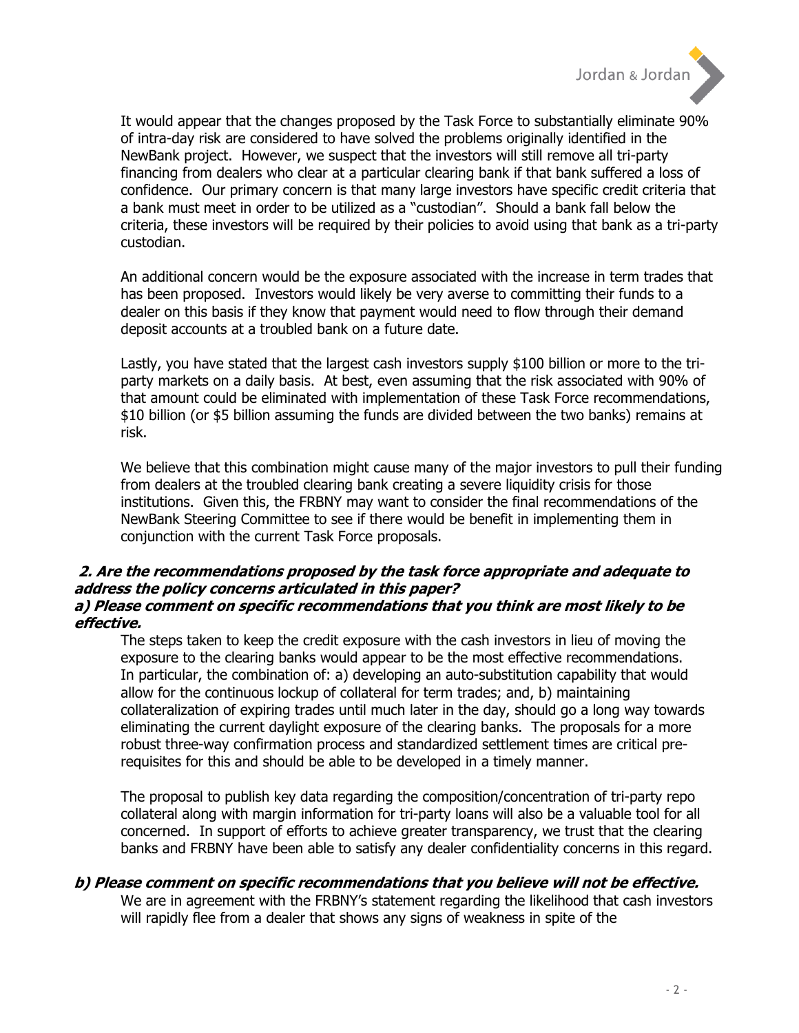It would appear that the changes proposed by the Task Force to substantially eliminate 90% of intra-day risk are considered to have solved the problems originally identified in the NewBank project. However, we suspect that the investors will still remove all tri-party financing from dealers who clear at a particular clearing bank if that bank suffered a loss of confidence. Our primary concern is that many large investors have specific credit criteria that a bank must meet in order to be utilized as a "custodian". Should a bank fall below the criteria, these investors will be required by their policies to avoid using that bank as a tri-party custodian.

An additional concern would be the exposure associated with the increase in term trades that has been proposed. Investors would likely be very averse to committing their funds to a dealer on this basis if they know that payment would need to flow through their demand deposit accounts at a troubled bank on a future date.

Lastly, you have stated that the largest cash investors supply $100 billion or more to the tri-party markets on a daily basis. At best, even assuming that the risk associated with 90% of that amount could be eliminated with implementation of these Task Force recommendations, $10 billion (or $5 billion assuming the funds are divided between the two banks) remains at risk.

We believe that this combination might cause many of the major investors to pull their funding from dealers at the troubled clearing bank creating a severe liquidity crisis for those institutions. Given this, the FRBNY may want to consider the final recommendations of the NewBank Steering Committee to see if there would be benefit in implementing them in conjunction with the current Task Force proposals.

***2. Are the recommendations proposed by the task force appropriate and adequate to address the policy concerns articulated in this paper?***

***a) Please comment on specific recommendations that you think are most likely to be effective.***

The steps taken to keep the credit exposure with the cash investors in lieu of moving the exposure to the clearing banks would appear to be the most effective recommendations. In particular, the combination of: a) developing an auto-substitution capability that would allow for the continuous lockup of collateral for term trades; and, b) maintaining collateralization of expiring trades until much later in the day, should go a long way towards eliminating the current daylight exposure of the clearing banks. The proposals for a more robust three-way confirmation process and standardized settlement times are critical pre-requisites for this and should be able to be developed in a timely manner.

The proposal to publish key data regarding the composition/concentration of tri-party repo collateral along with margin information for tri-party loans will also be a valuable tool for all concerned. In support of efforts to achieve greater transparency, we trust that the clearing banks and FRBNY have been able to satisfy any dealer confidentiality concerns in this regard.

***b) Please comment on specific recommendations that you believe will not be effective.***

We are in agreement with the FRBNY's statement regarding the likelihood that cash investors will rapidly flee from a dealer that shows any signs of weakness in spite of the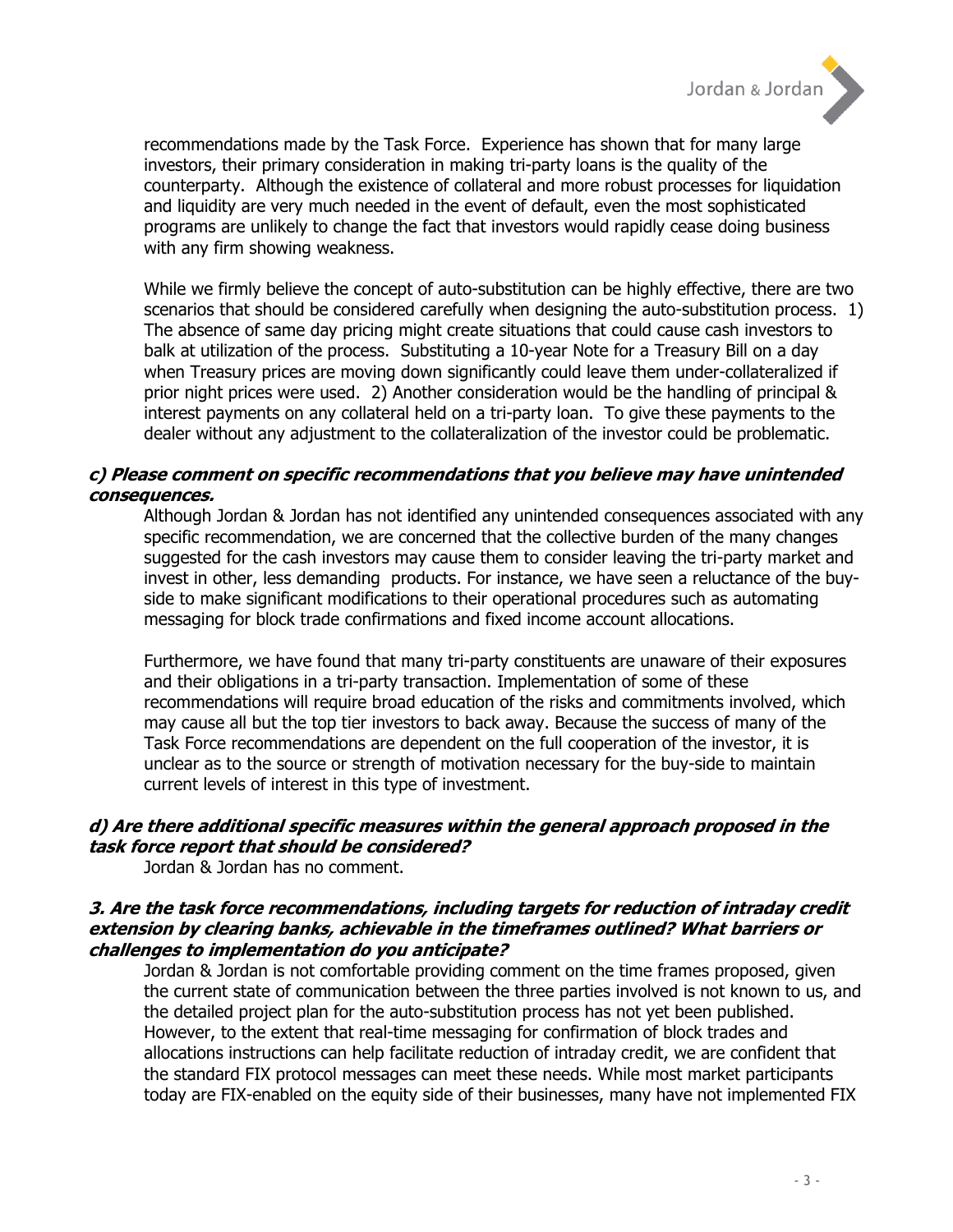recommendations made by the Task Force. Experience has shown that for many large investors, their primary consideration in making tri-party loans is the quality of the counterparty. Although the existence of collateral and more robust processes for liquidation and liquidity are very much needed in the event of default, even the most sophisticated programs are unlikely to change the fact that investors would rapidly cease doing business with any firm showing weakness.

While we firmly believe the concept of auto-substitution can be highly effective, there are two scenarios that should be considered carefully when designing the auto-substitution process. 1) The absence of same day pricing might create situations that could cause cash investors to balk at utilization of the process. Substituting a 10-year Note for a Treasury Bill on a day when Treasury prices are moving down significantly could leave them under-collateralized if prior night prices were used. 2) Another consideration would be the handling of principal & interest payments on any collateral held on a tri-party loan. To give these payments to the dealer without any adjustment to the collateralization of the investor could be problematic.

***c) Please comment on specific recommendations that you believe may have unintended consequences.***

Although Jordan & Jordan has not identified any unintended consequences associated with any specific recommendation, we are concerned that the collective burden of the many changes suggested for the cash investors may cause them to consider leaving the tri-party market and invest in other, less demanding products. For instance, we have seen a reluctance of the buy-side to make significant modifications to their operational procedures such as automating messaging for block trade confirmations and fixed income account allocations.

Furthermore, we have found that many tri-party constituents are unaware of their exposures and their obligations in a tri-party transaction. Implementation of some of these recommendations will require broad education of the risks and commitments involved, which may cause all but the top tier investors to back away. Because the success of many of the Task Force recommendations are dependent on the full cooperation of the investor, it is unclear as to the source or strength of motivation necessary for the buy-side to maintain current levels of interest in this type of investment.

***d) Are there additional specific measures within the general approach proposed in the task force report that should be considered?***

Jordan & Jordan has no comment.

***3. Are the task force recommendations, including targets for reduction of intraday credit extension by clearing banks, achievable in the timeframes outlined? What barriers or challenges to implementation do you anticipate?***

Jordan & Jordan is not comfortable providing comment on the time frames proposed, given the current state of communication between the three parties involved is not known to us, and the detailed project plan for the auto-substitution process has not yet been published. However, to the extent that real-time messaging for confirmation of block trades and allocations instructions can help facilitate reduction of intraday credit, we are confident that the standard FIX protocol messages can meet these needs. While most market participants today are FIX-enabled on the equity side of their businesses, many have not implemented FIX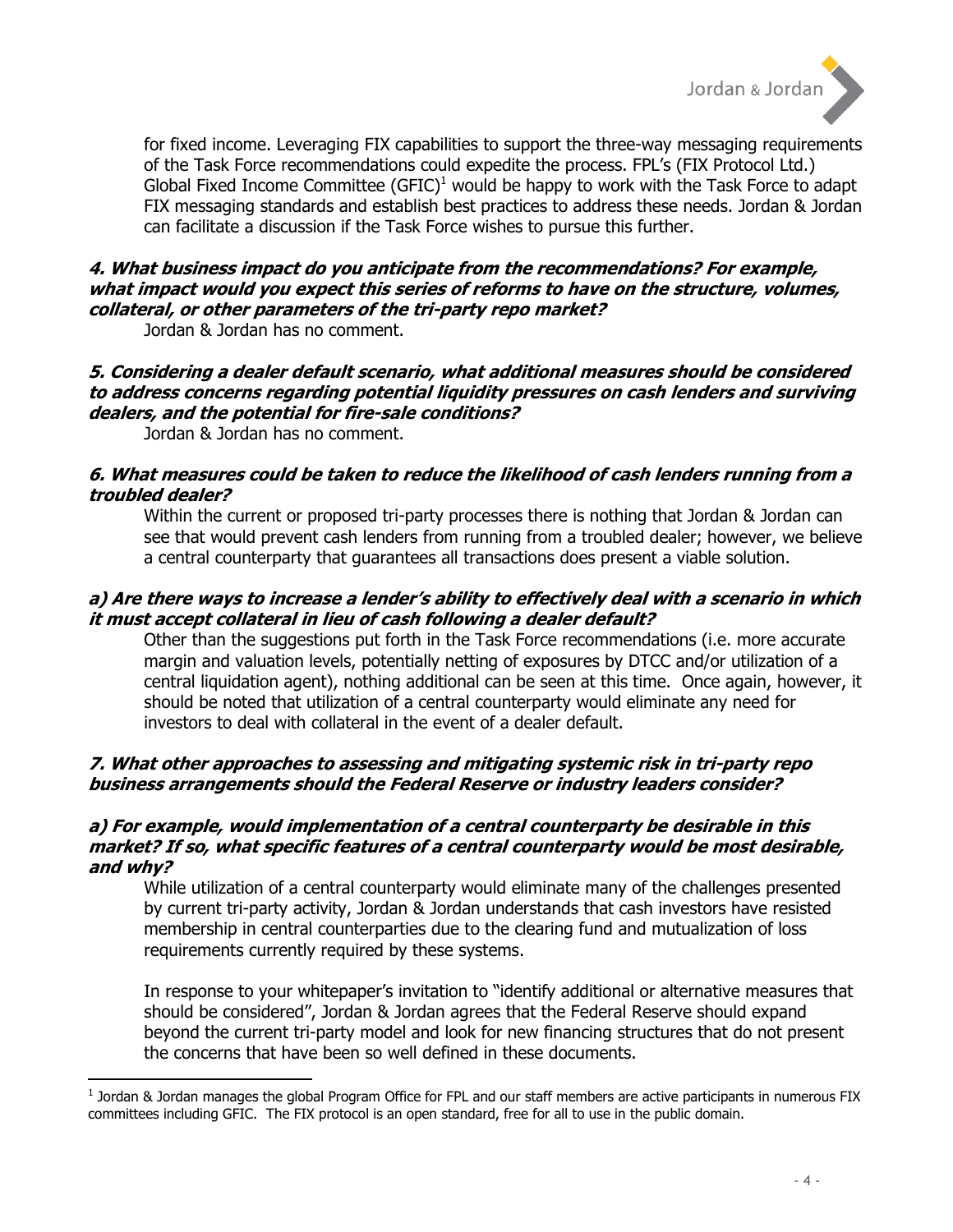for fixed income. Leveraging FIX capabilities to support the three-way messaging requirements of the Task Force recommendations could expedite the process. FPL's (FIX Protocol Ltd.) Global Fixed Income Committee (GFIC)[1] would be happy to work with the Task Force to adapt FIX messaging standards and establish best practices to address these needs. Jordan & Jordan can facilitate a discussion if the Task Force wishes to pursue this further.

***4. What business impact do you anticipate from the recommendations? For example, what impact would you expect this series of reforms to have on the structure, volumes, collateral, or other parameters of the tri-party repo market?***

Jordan & Jordan has no comment.

***5. Considering a dealer default scenario, what additional measures should be considered to address concerns regarding potential liquidity pressures on cash lenders and surviving dealers, and the potential for fire-sale conditions?***

Jordan & Jordan has no comment.

***6. What measures could be taken to reduce the likelihood of cash lenders running from a troubled dealer?***

Within the current or proposed tri-party processes there is nothing that Jordan & Jordan can see that would prevent cash lenders from running from a troubled dealer; however, we believe a central counterparty that guarantees all transactions does present a viable solution.

***a) Are there ways to increase a lender's ability to effectively deal with a scenario in which it must accept collateral in lieu of cash following a dealer default?***

Other than the suggestions put forth in the Task Force recommendations (i.e. more accurate margin and valuation levels, potentially netting of exposures by DTCC and/or utilization of a central liquidation agent), nothing additional can be seen at this time. Once again, however, it should be noted that utilization of a central counterparty would eliminate any need for investors to deal with collateral in the event of a dealer default.

***7. What other approaches to assessing and mitigating systemic risk in tri-party repo business arrangements should the Federal Reserve or industry leaders consider?***

***a) For example, would implementation of a central counterparty be desirable in this market? If so, what specific features of a central counterparty would be most desirable, and why?***

While utilization of a central counterparty would eliminate many of the challenges presented by current tri-party activity, Jordan & Jordan understands that cash investors have resisted membership in central counterparties due to the clearing fund and mutualization of loss requirements currently required by these systems.

In response to your whitepaper's invitation to "identify additional or alternative measures that should be considered", Jordan & Jordan agrees that the Federal Reserve should expand beyond the current tri-party model and look for new financing structures that do not present the concerns that have been so well defined in these documents.

---

[1] Jordan & Jordan manages the global Program Office for FPL and our staff members are active participants in numerous FIX committees including GFIC. The FIX protocol is an open standard, free for all to use in the public domain.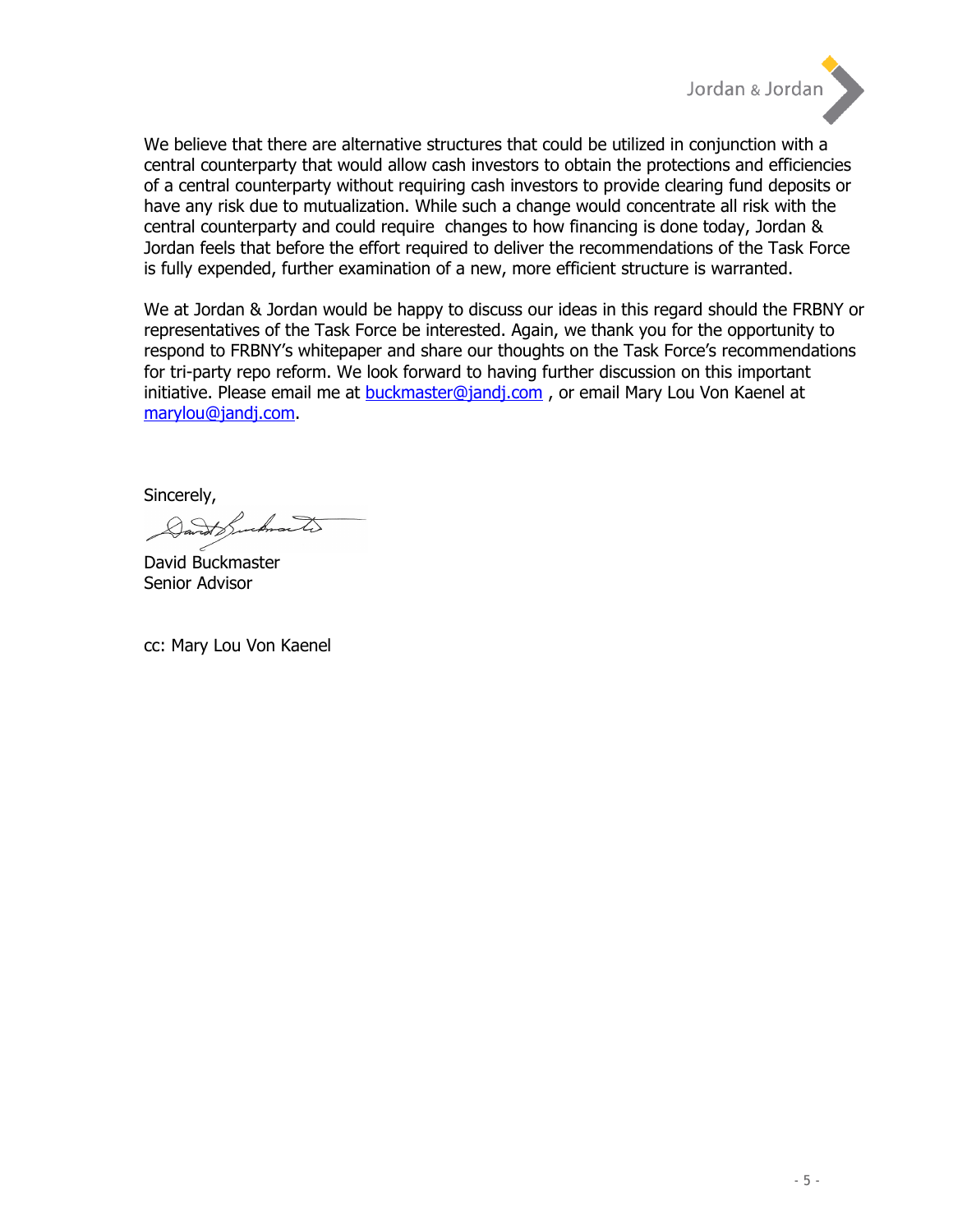We believe that there are alternative structures that could be utilized in conjunction with a central counterparty that would allow cash investors to obtain the protections and efficiencies of a central counterparty without requiring cash investors to provide clearing fund deposits or have any risk due to mutualization. While such a change would concentrate all risk with the central counterparty and could require changes to how financing is done today, Jordan & Jordan feels that before the effort required to deliver the recommendations of the Task Force is fully expended, further examination of a new, more efficient structure is warranted.

We at Jordan & Jordan would be happy to discuss our ideas in this regard should the FRBNY or representatives of the Task Force be interested. Again, we thank you for the opportunity to respond to FRBNY's whitepaper and share our thoughts on the Task Force's recommendations for tri-party repo reform. We look forward to having further discussion on this important initiative. Please email me at buckmaster@jandj.com , or email Mary Lou Von Kaenel at marylou@jandj.com.

Sincerely,

David Buckmaster
Senior Advisor

cc: Mary Lou Von Kaenel